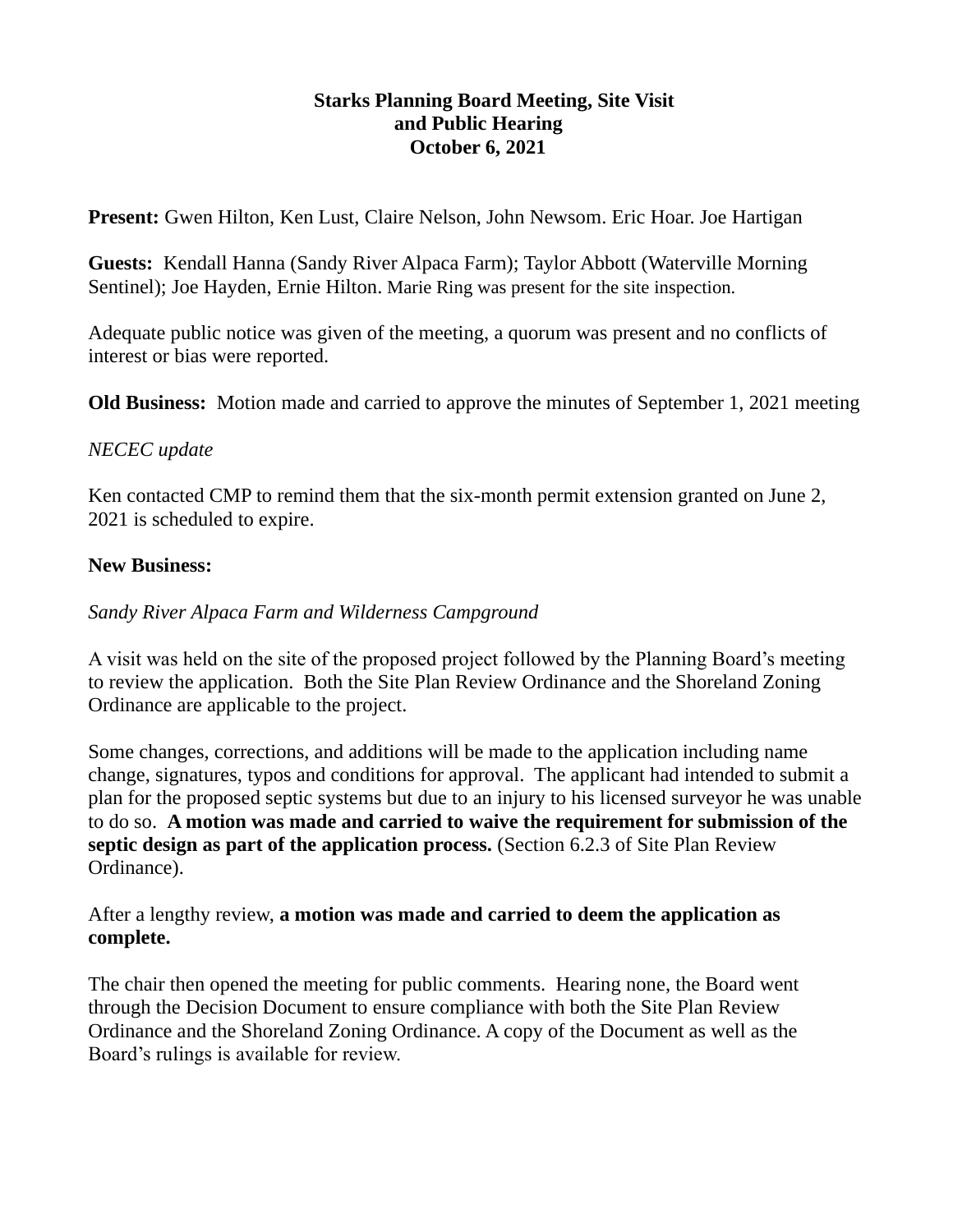# Starks Planning Board Meeting, Site Visit and Public Hearing October 6, 2021

**Present:** Gwen Hilton, Ken Lust, Claire Nelson, John Newsom. Eric Hoar. Joe Hartigan

**Guests:** Kendall Hanna (Sandy River Alpaca Farm); Taylor Abbott (Waterville Morning Sentinel); Joe Hayden, Ernie Hilton. Marie Ring was present for the site inspection.

Adequate public notice was given of the meeting, a quorum was present and no conflicts of interest or bias were reported.

**Old Business:** Motion made and carried to approve the minutes of September 1, 2021 meeting

*NECEC update*

Ken contacted CMP to remind them that the six-month permit extension granted on June 2, 2021 is scheduled to expire.

**New Business:**

*Sandy River Alpaca Farm and Wilderness Campground*

A visit was held on the site of the proposed project followed by the Planning Board's meeting to review the application. Both the Site Plan Review Ordinance and the Shoreland Zoning Ordinance are applicable to the project.

Some changes, corrections, and additions will be made to the application including name change, signatures, typos and conditions for approval. The applicant had intended to submit a plan for the proposed septic systems but due to an injury to his licensed surveyor he was unable to do so. **A motion was made and carried to waive the requirement for submission of the septic design as part of the application process.** (Section 6.2.3 of Site Plan Review Ordinance).

After a lengthy review, **a motion was made and carried to deem the application as complete.**

The chair then opened the meeting for public comments. Hearing none, the Board went through the Decision Document to ensure compliance with both the Site Plan Review Ordinance and the Shoreland Zoning Ordinance. A copy of the Document as well as the Board's rulings is available for review.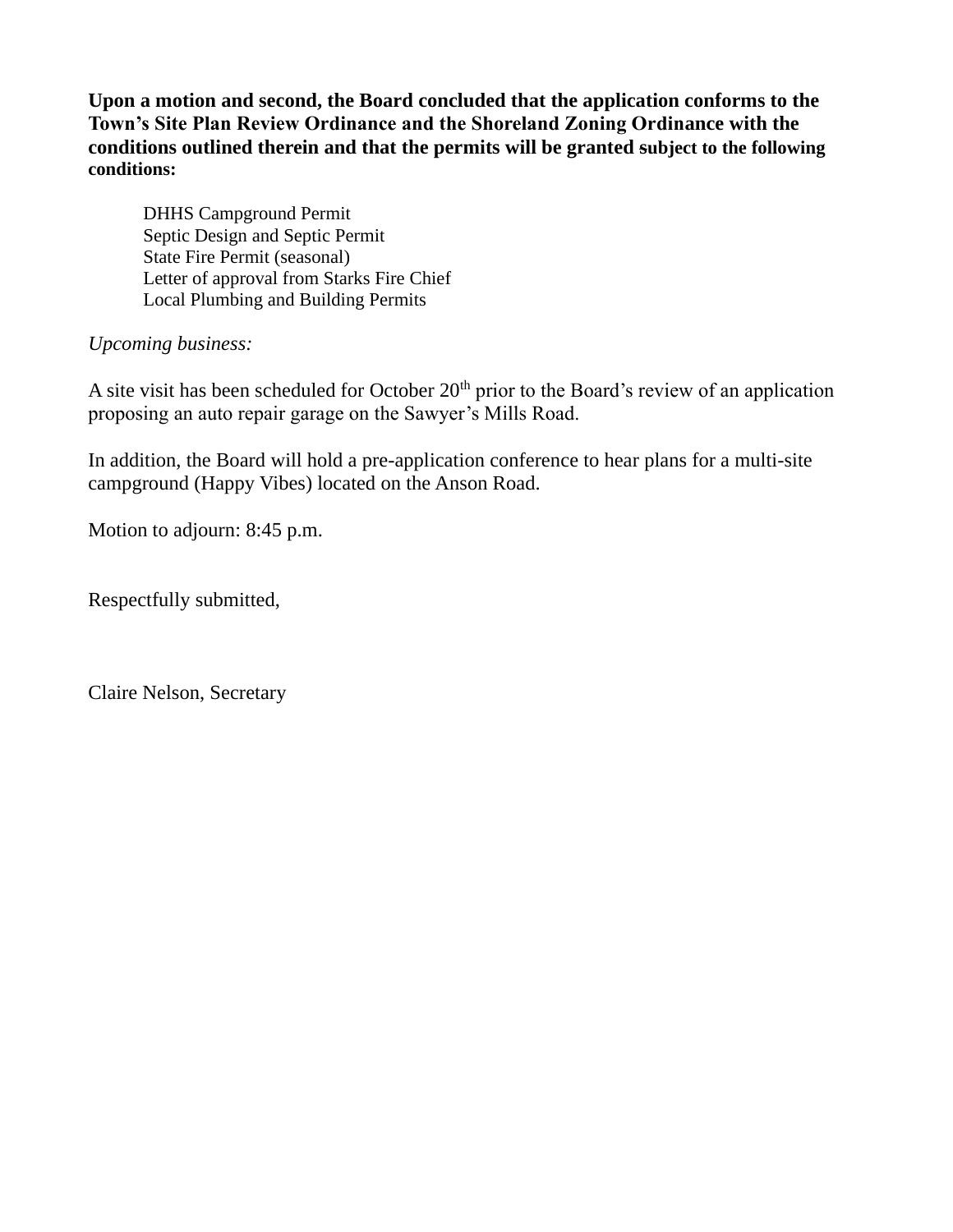**Upon a motion and second, the Board concluded that the application conforms to the Town's Site Plan Review Ordinance and the Shoreland Zoning Ordinance with the conditions outlined therein and that the permits will be granted subject to the following conditions:**

DHHS Campground Permit
Septic Design and Septic Permit
State Fire Permit (seasonal)
Letter of approval from Starks Fire Chief
Local Plumbing and Building Permits

*Upcoming business:*

A site visit has been scheduled for October 20th prior to the Board's review of an application proposing an auto repair garage on the Sawyer's Mills Road.

In addition, the Board will hold a pre-application conference to hear plans for a multi-site campground (Happy Vibes) located on the Anson Road.

Motion to adjourn: 8:45 p.m.

Respectfully submitted,

Claire Nelson, Secretary